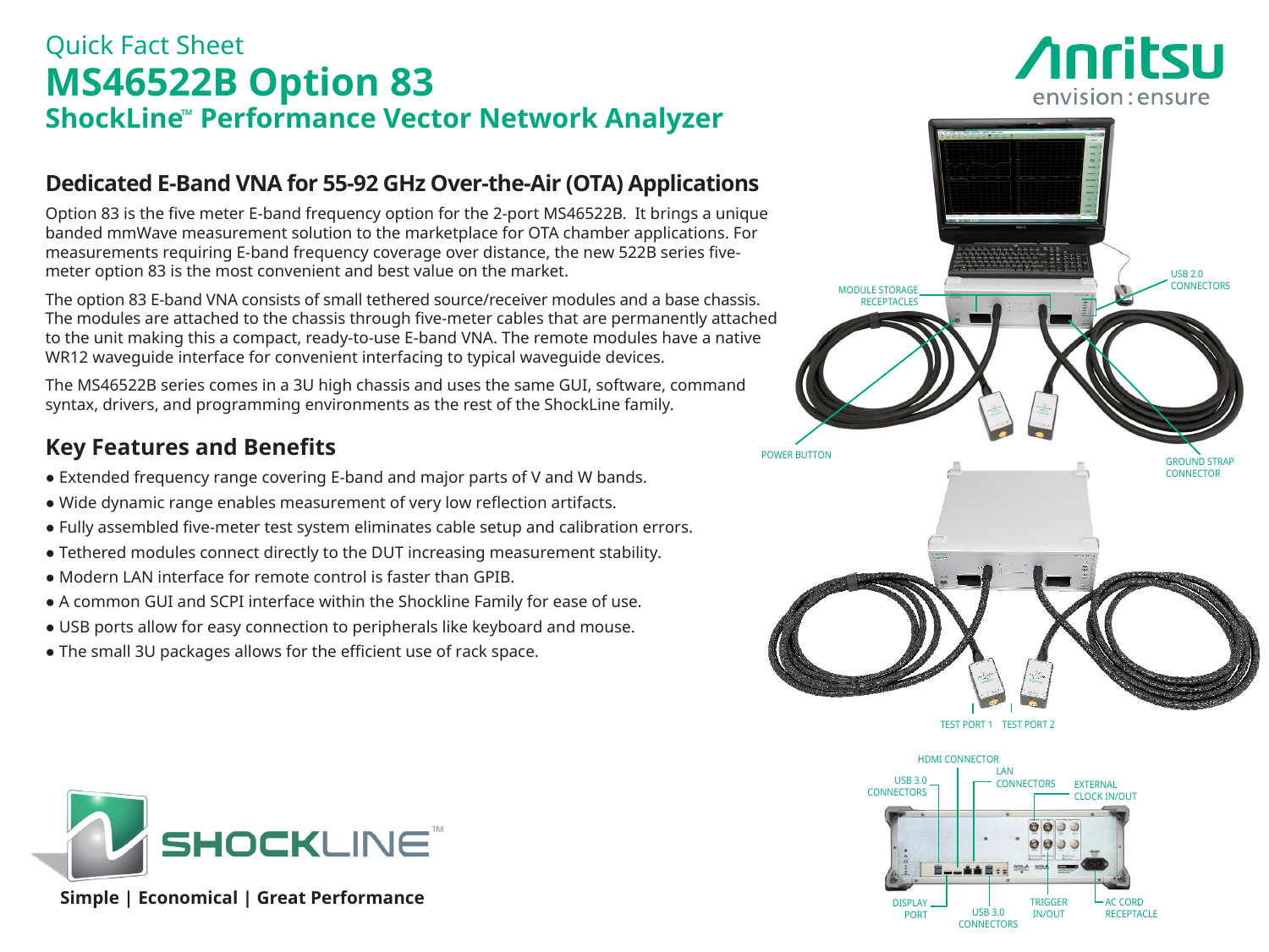Quick Fact Sheet

# MS46522B Option 83

## ShockLine™ Performance Vector Network Analyzer

### Dedicated E-Band VNA for 55-92 GHz Over-the-Air (OTA) Applications

Option 83 is the five meter E-band frequency option for the 2-port MS46522B. It brings a unique banded mmWave measurement solution to the marketplace for OTA chamber applications. For measurements requiring E-band frequency coverage over distance, the new 522B series five-meter option 83 is the most convenient and best value on the market.

The option 83 E-band VNA consists of small tethered source/receiver modules and a base chassis. The modules are attached to the chassis through five-meter cables that are permanently attached to the unit making this a compact, ready-to-use E-band VNA. The remote modules have a native WR12 waveguide interface for convenient interfacing to typical waveguide devices.

The MS46522B series comes in a 3U high chassis and uses the same GUI, software, command syntax, drivers, and programming environments as the rest of the ShockLine family.

### Key Features and Benefits

- Extended frequency range covering E-band and major parts of V and W bands.
- Wide dynamic range enables measurement of very low reflection artifacts.
- Fully assembled five-meter test system eliminates cable setup and calibration errors.
- Tethered modules connect directly to the DUT increasing measurement stability.
- Modern LAN interface for remote control is faster than GPIB.
- A common GUI and SCPI interface within the Shockline Family for ease of use.
- USB ports allow for easy connection to peripherals like keyboard and mouse.
- The small 3U packages allows for the efficient use of rack space.

MODULE STORAGE RECEPTACLES

USB 2.0 CONNECTORS

POWER BUTTON

GROUND STRAP CONNECTOR

TEST PORT 1 TEST PORT 2

HDMI CONNECTOR

LAN CONNECTORS

USB 3.0 CONNECTORS

EXTERNAL CLOCK IN/OUT

DISPLAY PORT

USB 3.0 CONNECTORS

TRIGGER IN/OUT

AC CORD RECEPTACLE

SHOCKLINE™

**Simple | Economical | Great Performance**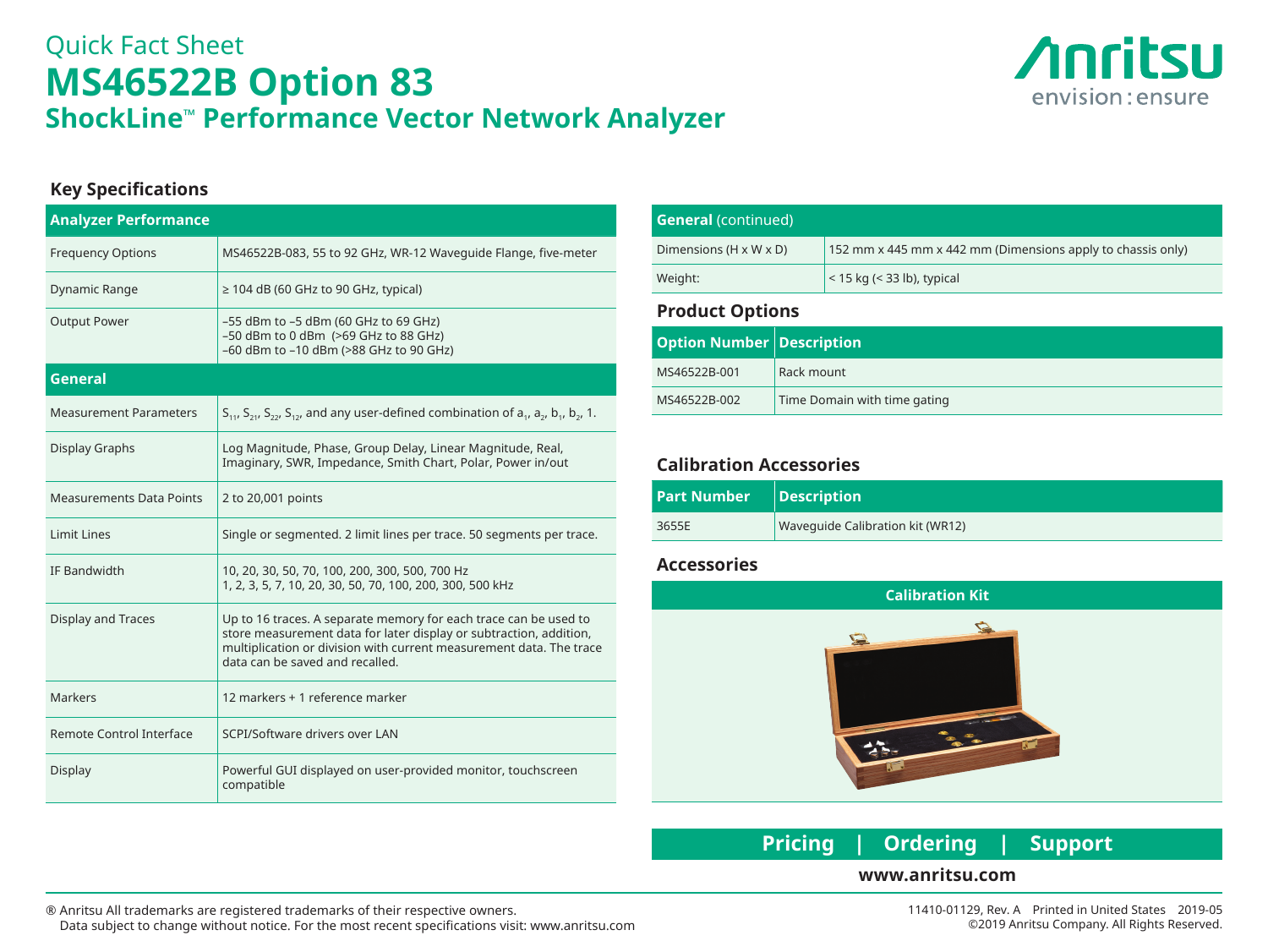Quick Fact Sheet

# MS46522B Option 83

## ShockLine™ Performance Vector Network Analyzer

### Key Specifications

| Analyzer Performance | |
|---|---|
| Frequency Options | MS46522B-083, 55 to 92 GHz, WR-12 Waveguide Flange, five-meter |
| Dynamic Range | ≥ 104 dB (60 GHz to 90 GHz, typical) |
| Output Power | –55 dBm to –5 dBm (60 GHz to 69 GHz)<br>–50 dBm to 0 dBm (>69 GHz to 88 GHz)<br>–60 dBm to –10 dBm (>88 GHz to 90 GHz) |
| **General** | |
| Measurement Parameters | $S_{11}$, $S_{21}$, $S_{22}$, $S_{12}$, and any user-defined combination of $a_1$, $a_2$, $b_1$, $b_2$, 1. |
| Display Graphs | Log Magnitude, Phase, Group Delay, Linear Magnitude, Real, Imaginary, SWR, Impedance, Smith Chart, Polar, Power in/out |
| Measurements Data Points | 2 to 20,001 points |
| Limit Lines | Single or segmented. 2 limit lines per trace. 50 segments per trace. |
| IF Bandwidth | 10, 20, 30, 50, 70, 100, 200, 300, 500, 700 Hz<br>1, 2, 3, 5, 7, 10, 20, 30, 50, 70, 100, 200, 300, 500 kHz |
| Display and Traces | Up to 16 traces. A separate memory for each trace can be used to store measurement data for later display or subtraction, addition, multiplication or division with current measurement data. The trace data can be saved and recalled. |
| Markers | 12 markers + 1 reference marker |
| Remote Control Interface | SCPI/Software drivers over LAN |
| Display | Powerful GUI displayed on user-provided monitor, touchscreen compatible |

| **General** (continued) | |
|---|---|
| Dimensions (H x W x D) | 152 mm x 445 mm x 442 mm (Dimensions apply to chassis only) |
| Weight: | < 15 kg (< 33 lb), typical |

### Product Options

| Option Number | Description |
|---|---|
| MS46522B-001 | Rack mount |
| MS46522B-002 | Time Domain with time gating |

### Calibration Accessories

| Part Number | Description |
|---|---|
| 3655E | Waveguide Calibration kit (WR12) |

### Accessories

Calibration Kit

**Pricing | Ordering | Support**

**www.anritsu.com**

® Anritsu All trademarks are registered trademarks of their respective owners.
Data subject to change without notice. For the most recent specifications visit: www.anritsu.com

11410-01129, Rev. A Printed in United States 2019-05
©2019 Anritsu Company. All Rights Reserved.